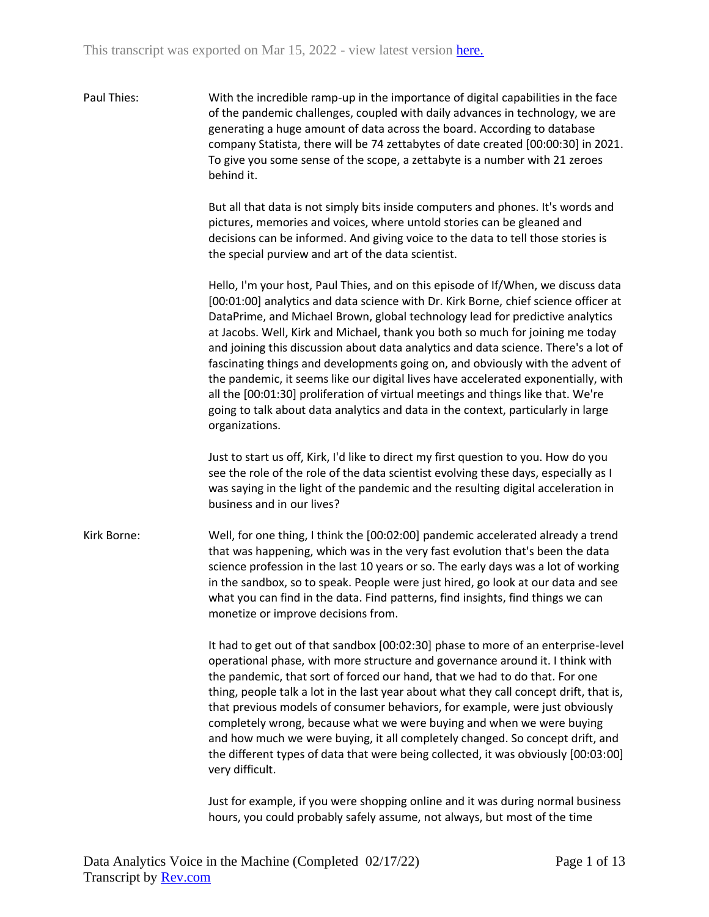This transcript was exported on Mar 15, 2022 - view latest version [here.]

**Paul Thies:** With the incredible ramp-up in the importance of digital capabilities in the face of the pandemic challenges, coupled with daily advances in technology, we are generating a huge amount of data across the board. According to database company Statista, there will be 74 zettabytes of date created [00:00:30] in 2021. To give you some sense of the scope, a zettabyte is a number with 21 zeroes behind it.

But all that data is not simply bits inside computers and phones. It's words and pictures, memories and voices, where untold stories can be gleaned and decisions can be informed. And giving voice to the data to tell those stories is the special purview and art of the data scientist.

Hello, I'm your host, Paul Thies, and on this episode of If/When, we discuss data [00:01:00] analytics and data science with Dr. Kirk Borne, chief science officer at DataPrime, and Michael Brown, global technology lead for predictive analytics at Jacobs. Well, Kirk and Michael, thank you both so much for joining me today and joining this discussion about data analytics and data science. There's a lot of fascinating things and developments going on, and obviously with the advent of the pandemic, it seems like our digital lives have accelerated exponentially, with all the [00:01:30] proliferation of virtual meetings and things like that. We're going to talk about data analytics and data in the context, particularly in large organizations.

Just to start us off, Kirk, I'd like to direct my first question to you. How do you see the role of the role of the data scientist evolving these days, especially as I was saying in the light of the pandemic and the resulting digital acceleration in business and in our lives?

**Kirk Borne:** Well, for one thing, I think the [00:02:00] pandemic accelerated already a trend that was happening, which was in the very fast evolution that's been the data science profession in the last 10 years or so. The early days was a lot of working in the sandbox, so to speak. People were just hired, go look at our data and see what you can find in the data. Find patterns, find insights, find things we can monetize or improve decisions from.

It had to get out of that sandbox [00:02:30] phase to more of an enterprise-level operational phase, with more structure and governance around it. I think with the pandemic, that sort of forced our hand, that we had to do that. For one thing, people talk a lot in the last year about what they call concept drift, that is, that previous models of consumer behaviors, for example, were just obviously completely wrong, because what we were buying and when we were buying and how much we were buying, it all completely changed. So concept drift, and the different types of data that were being collected, it was obviously [00:03:00] very difficult.

Just for example, if you were shopping online and it was during normal business hours, you could probably safely assume, not always, but most of the time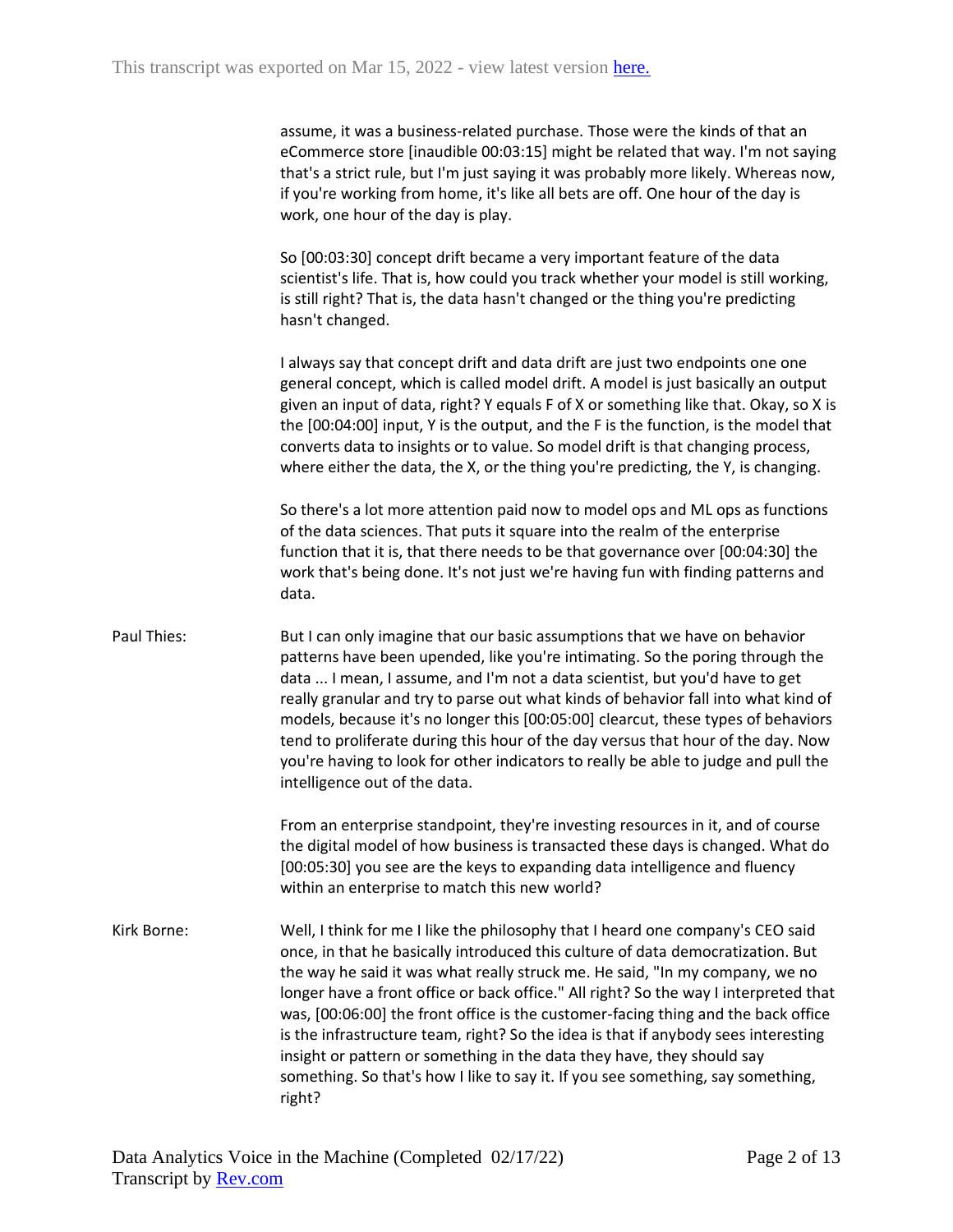assume, it was a business-related purchase. Those were the kinds of that an eCommerce store [inaudible 00:03:15] might be related that way. I'm not saying that's a strict rule, but I'm just saying it was probably more likely. Whereas now, if you're working from home, it's like all bets are off. One hour of the day is work, one hour of the day is play.

So [00:03:30] concept drift became a very important feature of the data scientist's life. That is, how could you track whether your model is still working, is still right? That is, the data hasn't changed or the thing you're predicting hasn't changed.

I always say that concept drift and data drift are just two endpoints one one general concept, which is called model drift. A model is just basically an output given an input of data, right? Y equals F of X or something like that. Okay, so X is the [00:04:00] input, Y is the output, and the F is the function, is the model that converts data to insights or to value. So model drift is that changing process, where either the data, the X, or the thing you're predicting, the Y, is changing.

So there's a lot more attention paid now to model ops and ML ops as functions of the data sciences. That puts it square into the realm of the enterprise function that it is, that there needs to be that governance over [00:04:30] the work that's being done. It's not just we're having fun with finding patterns and data.

**Paul Thies:** But I can only imagine that our basic assumptions that we have on behavior patterns have been upended, like you're intimating. So the poring through the data ... I mean, I assume, and I'm not a data scientist, but you'd have to get really granular and try to parse out what kinds of behavior fall into what kind of models, because it's no longer this [00:05:00] clearcut, these types of behaviors tend to proliferate during this hour of the day versus that hour of the day. Now you're having to look for other indicators to really be able to judge and pull the intelligence out of the data.

From an enterprise standpoint, they're investing resources in it, and of course the digital model of how business is transacted these days is changed. What do [00:05:30] you see are the keys to expanding data intelligence and fluency within an enterprise to match this new world?

**Kirk Borne:** Well, I think for me I like the philosophy that I heard one company's CEO said once, in that he basically introduced this culture of data democratization. But the way he said it was what really struck me. He said, "In my company, we no longer have a front office or back office." All right? So the way I interpreted that was, [00:06:00] the front office is the customer-facing thing and the back office is the infrastructure team, right? So the idea is that if anybody sees interesting insight or pattern or something in the data they have, they should say something. So that's how I like to say it. If you see something, say something, right?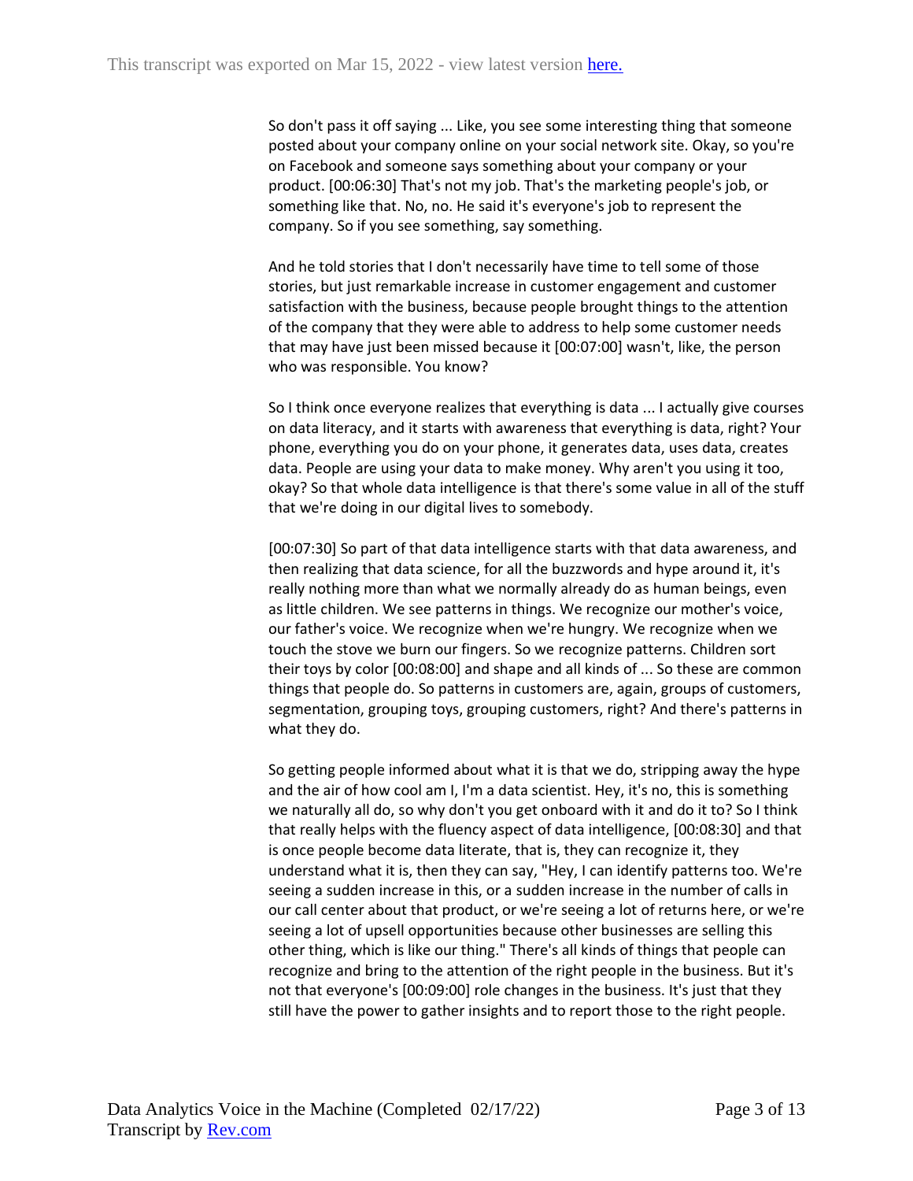So don't pass it off saying ... Like, you see some interesting thing that someone posted about your company online on your social network site. Okay, so you're on Facebook and someone says something about your company or your product. [00:06:30] That's not my job. That's the marketing people's job, or something like that. No, no. He said it's everyone's job to represent the company. So if you see something, say something.

And he told stories that I don't necessarily have time to tell some of those stories, but just remarkable increase in customer engagement and customer satisfaction with the business, because people brought things to the attention of the company that they were able to address to help some customer needs that may have just been missed because it [00:07:00] wasn't, like, the person who was responsible. You know?

So I think once everyone realizes that everything is data ... I actually give courses on data literacy, and it starts with awareness that everything is data, right? Your phone, everything you do on your phone, it generates data, uses data, creates data. People are using your data to make money. Why aren't you using it too, okay? So that whole data intelligence is that there's some value in all of the stuff that we're doing in our digital lives to somebody.

[00:07:30] So part of that data intelligence starts with that data awareness, and then realizing that data science, for all the buzzwords and hype around it, it's really nothing more than what we normally already do as human beings, even as little children. We see patterns in things. We recognize our mother's voice, our father's voice. We recognize when we're hungry. We recognize when we touch the stove we burn our fingers. So we recognize patterns. Children sort their toys by color [00:08:00] and shape and all kinds of ... So these are common things that people do. So patterns in customers are, again, groups of customers, segmentation, grouping toys, grouping customers, right? And there's patterns in what they do.

So getting people informed about what it is that we do, stripping away the hype and the air of how cool am I, I'm a data scientist. Hey, it's no, this is something we naturally all do, so why don't you get onboard with it and do it to? So I think that really helps with the fluency aspect of data intelligence, [00:08:30] and that is once people become data literate, that is, they can recognize it, they understand what it is, then they can say, "Hey, I can identify patterns too. We're seeing a sudden increase in this, or a sudden increase in the number of calls in our call center about that product, or we're seeing a lot of returns here, or we're seeing a lot of upsell opportunities because other businesses are selling this other thing, which is like our thing." There's all kinds of things that people can recognize and bring to the attention of the right people in the business. But it's not that everyone's [00:09:00] role changes in the business. It's just that they still have the power to gather insights and to report those to the right people.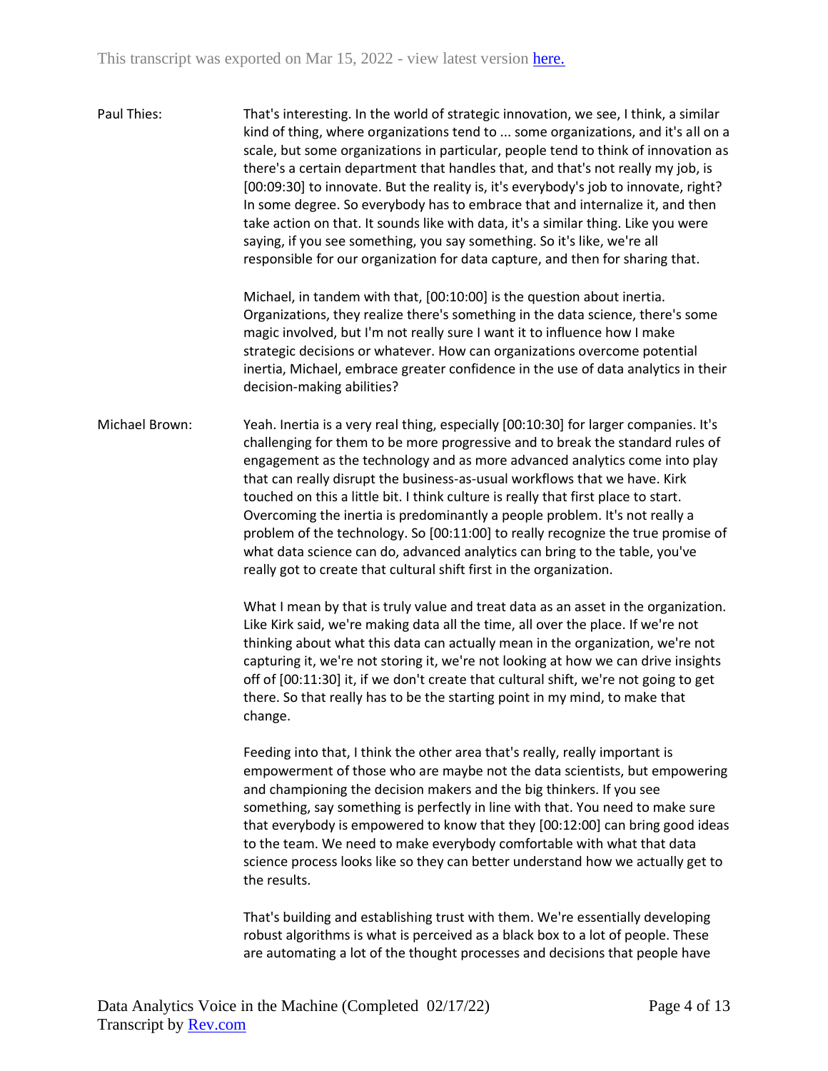Paul Thies: That's interesting. In the world of strategic innovation, we see, I think, a similar kind of thing, where organizations tend to ... some organizations, and it's all on a scale, but some organizations in particular, people tend to think of innovation as there's a certain department that handles that, and that's not really my job, is [00:09:30] to innovate. But the reality is, it's everybody's job to innovate, right? In some degree. So everybody has to embrace that and internalize it, and then take action on that. It sounds like with data, it's a similar thing. Like you were saying, if you see something, you say something. So it's like, we're all responsible for our organization for data capture, and then for sharing that.

Michael, in tandem with that, [00:10:00] is the question about inertia. Organizations, they realize there's something in the data science, there's some magic involved, but I'm not really sure I want it to influence how I make strategic decisions or whatever. How can organizations overcome potential inertia, Michael, embrace greater confidence in the use of data analytics in their decision-making abilities?

Michael Brown: Yeah. Inertia is a very real thing, especially [00:10:30] for larger companies. It's challenging for them to be more progressive and to break the standard rules of engagement as the technology and as more advanced analytics come into play that can really disrupt the business-as-usual workflows that we have. Kirk touched on this a little bit. I think culture is really that first place to start. Overcoming the inertia is predominantly a people problem. It's not really a problem of the technology. So [00:11:00] to really recognize the true promise of what data science can do, advanced analytics can bring to the table, you've really got to create that cultural shift first in the organization.

What I mean by that is truly value and treat data as an asset in the organization. Like Kirk said, we're making data all the time, all over the place. If we're not thinking about what this data can actually mean in the organization, we're not capturing it, we're not storing it, we're not looking at how we can drive insights off of [00:11:30] it, if we don't create that cultural shift, we're not going to get there. So that really has to be the starting point in my mind, to make that change.

Feeding into that, I think the other area that's really, really important is empowerment of those who are maybe not the data scientists, but empowering and championing the decision makers and the big thinkers. If you see something, say something is perfectly in line with that. You need to make sure that everybody is empowered to know that they [00:12:00] can bring good ideas to the team. We need to make everybody comfortable with what that data science process looks like so they can better understand how we actually get to the results.

That's building and establishing trust with them. We're essentially developing robust algorithms is what is perceived as a black box to a lot of people. These are automating a lot of the thought processes and decisions that people have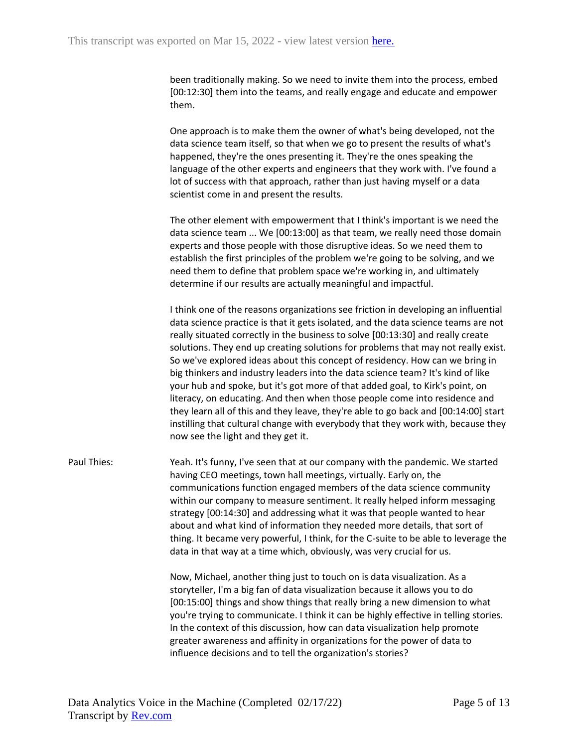been traditionally making. So we need to invite them into the process, embed [00:12:30] them into the teams, and really engage and educate and empower them.

One approach is to make them the owner of what's being developed, not the data science team itself, so that when we go to present the results of what's happened, they're the ones presenting it. They're the ones speaking the language of the other experts and engineers that they work with. I've found a lot of success with that approach, rather than just having myself or a data scientist come in and present the results.

The other element with empowerment that I think's important is we need the data science team ... We [00:13:00] as that team, we really need those domain experts and those people with those disruptive ideas. So we need them to establish the first principles of the problem we're going to be solving, and we need them to define that problem space we're working in, and ultimately determine if our results are actually meaningful and impactful.

I think one of the reasons organizations see friction in developing an influential data science practice is that it gets isolated, and the data science teams are not really situated correctly in the business to solve [00:13:30] and really create solutions. They end up creating solutions for problems that may not really exist. So we've explored ideas about this concept of residency. How can we bring in big thinkers and industry leaders into the data science team? It's kind of like your hub and spoke, but it's got more of that added goal, to Kirk's point, on literacy, on educating. And then when those people come into residence and they learn all of this and they leave, they're able to go back and [00:14:00] start instilling that cultural change with everybody that they work with, because they now see the light and they get it.

Paul Thies: Yeah. It's funny, I've seen that at our company with the pandemic. We started having CEO meetings, town hall meetings, virtually. Early on, the communications function engaged members of the data science community within our company to measure sentiment. It really helped inform messaging strategy [00:14:30] and addressing what it was that people wanted to hear about and what kind of information they needed more details, that sort of thing. It became very powerful, I think, for the C-suite to be able to leverage the data in that way at a time which, obviously, was very crucial for us.

Now, Michael, another thing just to touch on is data visualization. As a storyteller, I'm a big fan of data visualization because it allows you to do [00:15:00] things and show things that really bring a new dimension to what you're trying to communicate. I think it can be highly effective in telling stories. In the context of this discussion, how can data visualization help promote greater awareness and affinity in organizations for the power of data to influence decisions and to tell the organization's stories?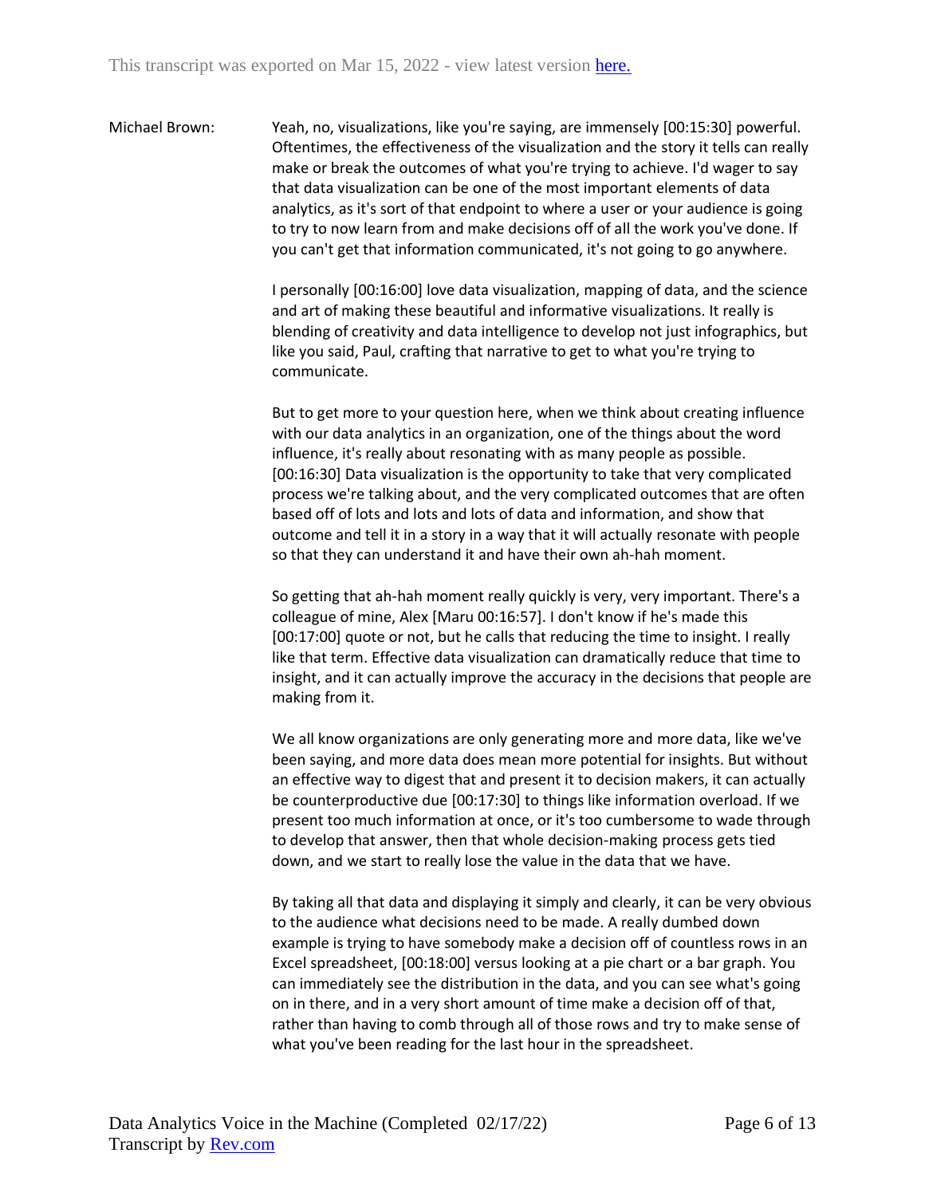Michael Brown: Yeah, no, visualizations, like you're saying, are immensely [00:15:30] powerful. Oftentimes, the effectiveness of the visualization and the story it tells can really make or break the outcomes of what you're trying to achieve. I'd wager to say that data visualization can be one of the most important elements of data analytics, as it's sort of that endpoint to where a user or your audience is going to try to now learn from and make decisions off of all the work you've done. If you can't get that information communicated, it's not going to go anywhere.

I personally [00:16:00] love data visualization, mapping of data, and the science and art of making these beautiful and informative visualizations. It really is blending of creativity and data intelligence to develop not just infographics, but like you said, Paul, crafting that narrative to get to what you're trying to communicate.

But to get more to your question here, when we think about creating influence with our data analytics in an organization, one of the things about the word influence, it's really about resonating with as many people as possible. [00:16:30] Data visualization is the opportunity to take that very complicated process we're talking about, and the very complicated outcomes that are often based off of lots and lots and lots of data and information, and show that outcome and tell it in a story in a way that it will actually resonate with people so that they can understand it and have their own ah-hah moment.

So getting that ah-hah moment really quickly is very, very important. There's a colleague of mine, Alex [Maru 00:16:57]. I don't know if he's made this [00:17:00] quote or not, but he calls that reducing the time to insight. I really like that term. Effective data visualization can dramatically reduce that time to insight, and it can actually improve the accuracy in the decisions that people are making from it.

We all know organizations are only generating more and more data, like we've been saying, and more data does mean more potential for insights. But without an effective way to digest that and present it to decision makers, it can actually be counterproductive due [00:17:30] to things like information overload. If we present too much information at once, or it's too cumbersome to wade through to develop that answer, then that whole decision-making process gets tied down, and we start to really lose the value in the data that we have.

By taking all that data and displaying it simply and clearly, it can be very obvious to the audience what decisions need to be made. A really dumbed down example is trying to have somebody make a decision off of countless rows in an Excel spreadsheet, [00:18:00] versus looking at a pie chart or a bar graph. You can immediately see the distribution in the data, and you can see what's going on in there, and in a very short amount of time make a decision off of that, rather than having to comb through all of those rows and try to make sense of what you've been reading for the last hour in the spreadsheet.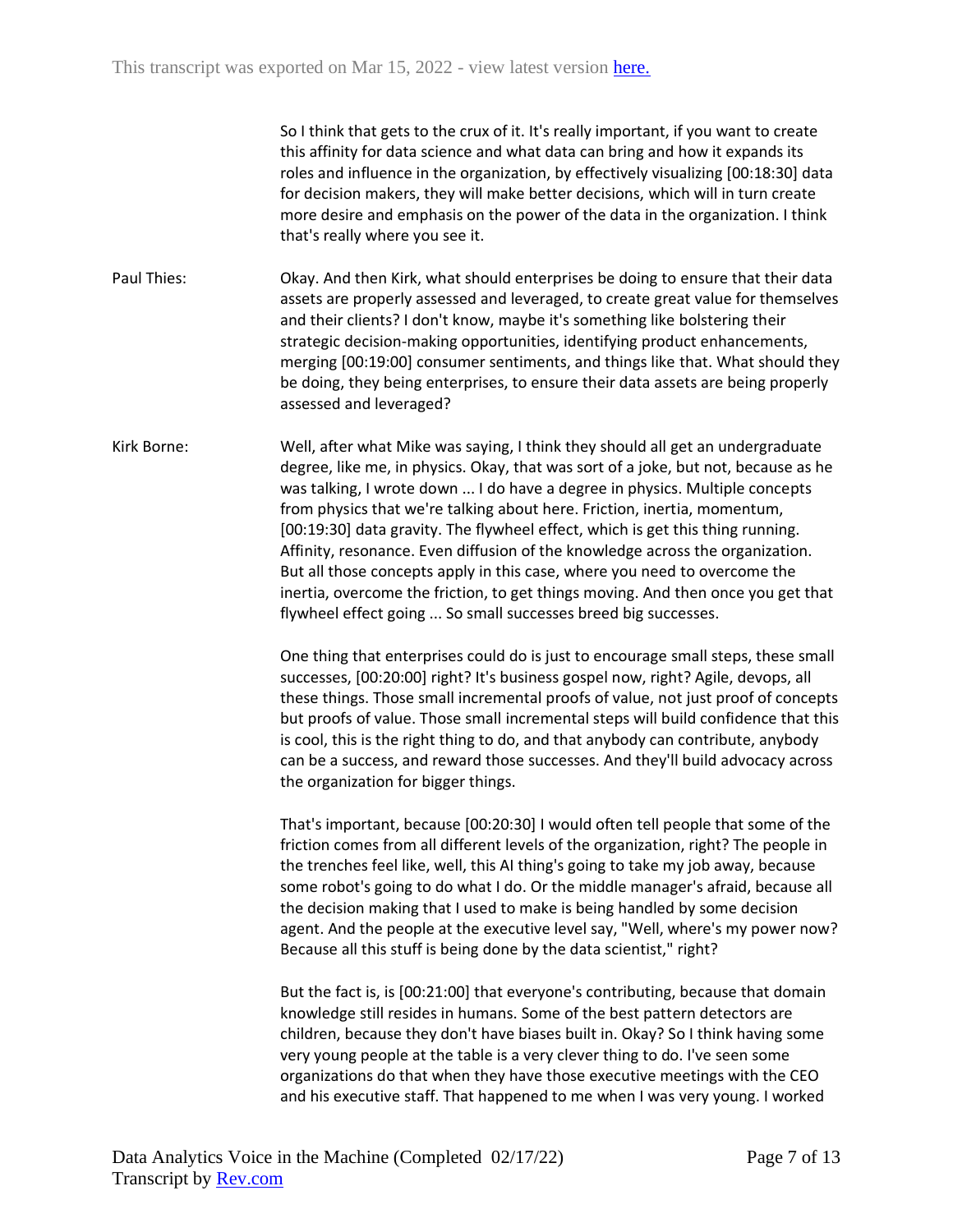So I think that gets to the crux of it. It's really important, if you want to create this affinity for data science and what data can bring and how it expands its roles and influence in the organization, by effectively visualizing [00:18:30] data for decision makers, they will make better decisions, which will in turn create more desire and emphasis on the power of the data in the organization. I think that's really where you see it.

**Paul Thies:** Okay. And then Kirk, what should enterprises be doing to ensure that their data assets are properly assessed and leveraged, to create great value for themselves and their clients? I don't know, maybe it's something like bolstering their strategic decision-making opportunities, identifying product enhancements, merging [00:19:00] consumer sentiments, and things like that. What should they be doing, they being enterprises, to ensure their data assets are being properly assessed and leveraged?

**Kirk Borne:** Well, after what Mike was saying, I think they should all get an undergraduate degree, like me, in physics. Okay, that was sort of a joke, but not, because as he was talking, I wrote down ... I do have a degree in physics. Multiple concepts from physics that we're talking about here. Friction, inertia, momentum, [00:19:30] data gravity. The flywheel effect, which is get this thing running. Affinity, resonance. Even diffusion of the knowledge across the organization. But all those concepts apply in this case, where you need to overcome the inertia, overcome the friction, to get things moving. And then once you get that flywheel effect going ... So small successes breed big successes.

One thing that enterprises could do is just to encourage small steps, these small successes, [00:20:00] right? It's business gospel now, right? Agile, devops, all these things. Those small incremental proofs of value, not just proof of concepts but proofs of value. Those small incremental steps will build confidence that this is cool, this is the right thing to do, and that anybody can contribute, anybody can be a success, and reward those successes. And they'll build advocacy across the organization for bigger things.

That's important, because [00:20:30] I would often tell people that some of the friction comes from all different levels of the organization, right? The people in the trenches feel like, well, this AI thing's going to take my job away, because some robot's going to do what I do. Or the middle manager's afraid, because all the decision making that I used to make is being handled by some decision agent. And the people at the executive level say, "Well, where's my power now? Because all this stuff is being done by the data scientist," right?

But the fact is, is [00:21:00] that everyone's contributing, because that domain knowledge still resides in humans. Some of the best pattern detectors are children, because they don't have biases built in. Okay? So I think having some very young people at the table is a very clever thing to do. I've seen some organizations do that when they have those executive meetings with the CEO and his executive staff. That happened to me when I was very young. I worked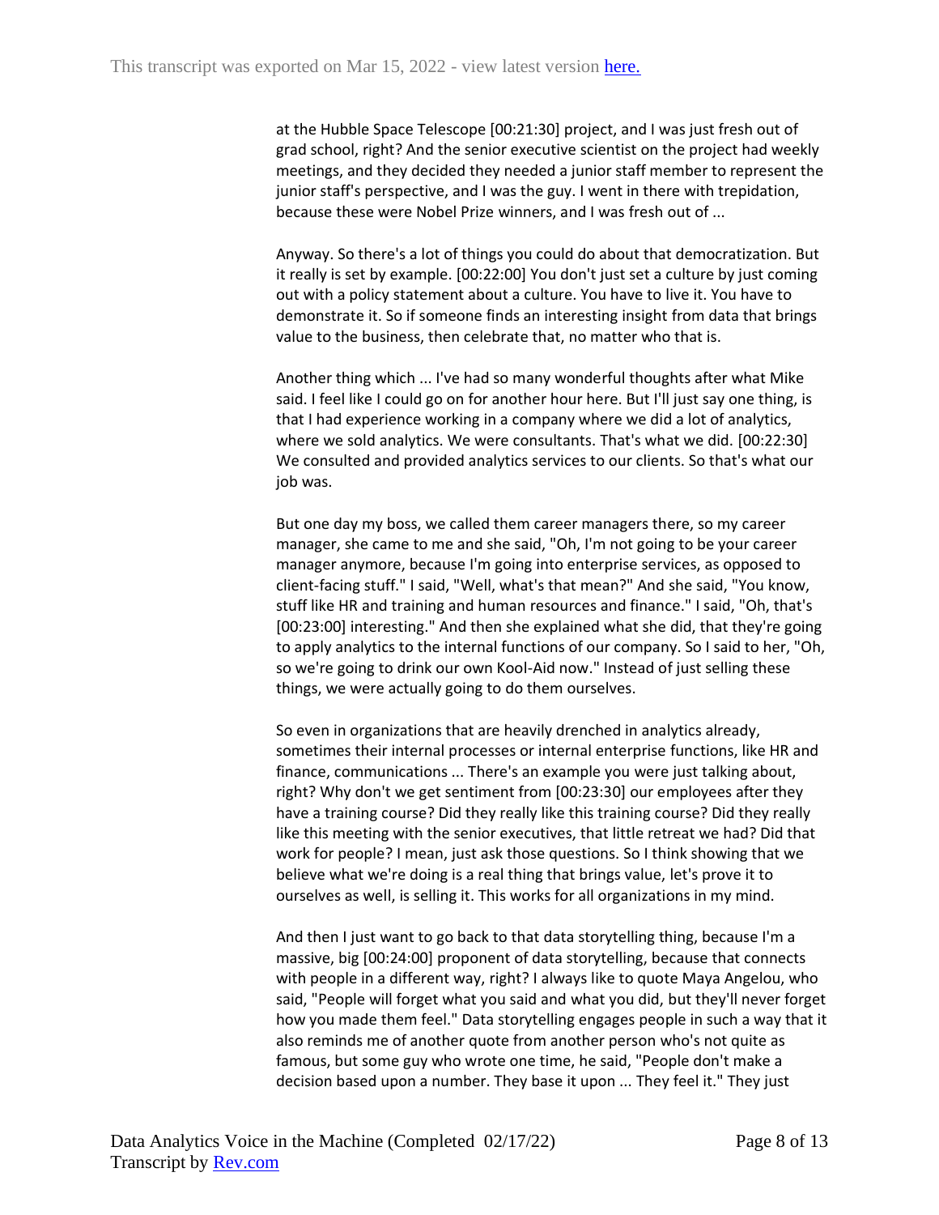at the Hubble Space Telescope [00:21:30] project, and I was just fresh out of grad school, right? And the senior executive scientist on the project had weekly meetings, and they decided they needed a junior staff member to represent the junior staff's perspective, and I was the guy. I went in there with trepidation, because these were Nobel Prize winners, and I was fresh out of ...

Anyway. So there's a lot of things you could do about that democratization. But it really is set by example. [00:22:00] You don't just set a culture by just coming out with a policy statement about a culture. You have to live it. You have to demonstrate it. So if someone finds an interesting insight from data that brings value to the business, then celebrate that, no matter who that is.

Another thing which ... I've had so many wonderful thoughts after what Mike said. I feel like I could go on for another hour here. But I'll just say one thing, is that I had experience working in a company where we did a lot of analytics, where we sold analytics. We were consultants. That's what we did. [00:22:30] We consulted and provided analytics services to our clients. So that's what our job was.

But one day my boss, we called them career managers there, so my career manager, she came to me and she said, "Oh, I'm not going to be your career manager anymore, because I'm going into enterprise services, as opposed to client-facing stuff." I said, "Well, what's that mean?" And she said, "You know, stuff like HR and training and human resources and finance." I said, "Oh, that's [00:23:00] interesting." And then she explained what she did, that they're going to apply analytics to the internal functions of our company. So I said to her, "Oh, so we're going to drink our own Kool-Aid now." Instead of just selling these things, we were actually going to do them ourselves.

So even in organizations that are heavily drenched in analytics already, sometimes their internal processes or internal enterprise functions, like HR and finance, communications ... There's an example you were just talking about, right? Why don't we get sentiment from [00:23:30] our employees after they have a training course? Did they really like this training course? Did they really like this meeting with the senior executives, that little retreat we had? Did that work for people? I mean, just ask those questions. So I think showing that we believe what we're doing is a real thing that brings value, let's prove it to ourselves as well, is selling it. This works for all organizations in my mind.

And then I just want to go back to that data storytelling thing, because I'm a massive, big [00:24:00] proponent of data storytelling, because that connects with people in a different way, right? I always like to quote Maya Angelou, who said, "People will forget what you said and what you did, but they'll never forget how you made them feel." Data storytelling engages people in such a way that it also reminds me of another quote from another person who's not quite as famous, but some guy who wrote one time, he said, "People don't make a decision based upon a number. They base it upon ... They feel it." They just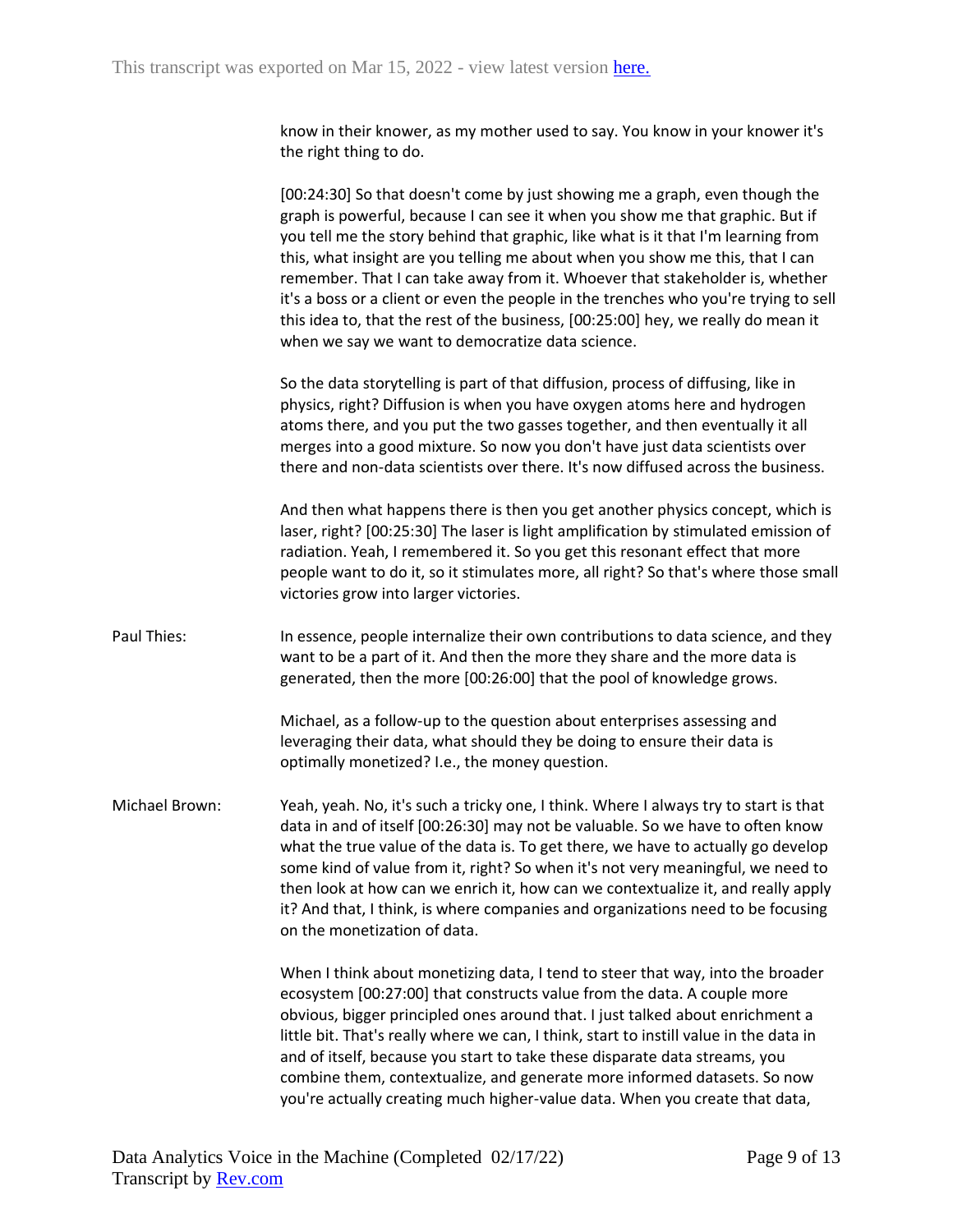know in their knower, as my mother used to say. You know in your knower it's the right thing to do.

[00:24:30] So that doesn't come by just showing me a graph, even though the graph is powerful, because I can see it when you show me that graphic. But if you tell me the story behind that graphic, like what is it that I'm learning from this, what insight are you telling me about when you show me this, that I can remember. That I can take away from it. Whoever that stakeholder is, whether it's a boss or a client or even the people in the trenches who you're trying to sell this idea to, that the rest of the business, [00:25:00] hey, we really do mean it when we say we want to democratize data science.

So the data storytelling is part of that diffusion, process of diffusing, like in physics, right? Diffusion is when you have oxygen atoms here and hydrogen atoms there, and you put the two gasses together, and then eventually it all merges into a good mixture. So now you don't have just data scientists over there and non-data scientists over there. It's now diffused across the business.

And then what happens there is then you get another physics concept, which is laser, right? [00:25:30] The laser is light amplification by stimulated emission of radiation. Yeah, I remembered it. So you get this resonant effect that more people want to do it, so it stimulates more, all right? So that's where those small victories grow into larger victories.

Paul Thies: In essence, people internalize their own contributions to data science, and they want to be a part of it. And then the more they share and the more data is generated, then the more [00:26:00] that the pool of knowledge grows.

Michael, as a follow-up to the question about enterprises assessing and leveraging their data, what should they be doing to ensure their data is optimally monetized? I.e., the money question.

Michael Brown: Yeah, yeah. No, it's such a tricky one, I think. Where I always try to start is that data in and of itself [00:26:30] may not be valuable. So we have to often know what the true value of the data is. To get there, we have to actually go develop some kind of value from it, right? So when it's not very meaningful, we need to then look at how can we enrich it, how can we contextualize it, and really apply it? And that, I think, is where companies and organizations need to be focusing on the monetization of data.

When I think about monetizing data, I tend to steer that way, into the broader ecosystem [00:27:00] that constructs value from the data. A couple more obvious, bigger principled ones around that. I just talked about enrichment a little bit. That's really where we can, I think, start to instill value in the data in and of itself, because you start to take these disparate data streams, you combine them, contextualize, and generate more informed datasets. So now you're actually creating much higher-value data. When you create that data,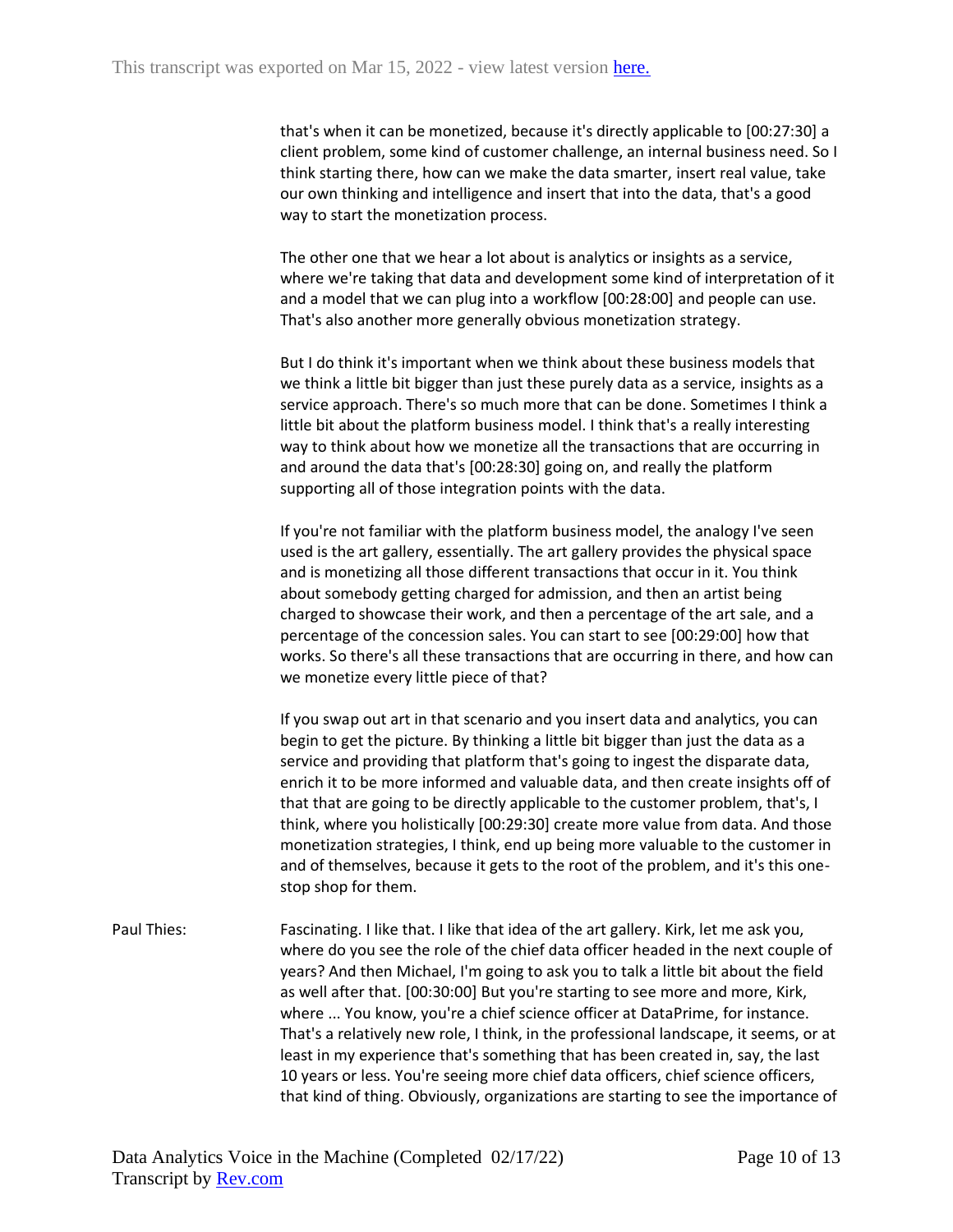that's when it can be monetized, because it's directly applicable to [00:27:30] a client problem, some kind of customer challenge, an internal business need. So I think starting there, how can we make the data smarter, insert real value, take our own thinking and intelligence and insert that into the data, that's a good way to start the monetization process.

The other one that we hear a lot about is analytics or insights as a service, where we're taking that data and development some kind of interpretation of it and a model that we can plug into a workflow [00:28:00] and people can use. That's also another more generally obvious monetization strategy.

But I do think it's important when we think about these business models that we think a little bit bigger than just these purely data as a service, insights as a service approach. There's so much more that can be done. Sometimes I think a little bit about the platform business model. I think that's a really interesting way to think about how we monetize all the transactions that are occurring in and around the data that's [00:28:30] going on, and really the platform supporting all of those integration points with the data.

If you're not familiar with the platform business model, the analogy I've seen used is the art gallery, essentially. The art gallery provides the physical space and is monetizing all those different transactions that occur in it. You think about somebody getting charged for admission, and then an artist being charged to showcase their work, and then a percentage of the art sale, and a percentage of the concession sales. You can start to see [00:29:00] how that works. So there's all these transactions that are occurring in there, and how can we monetize every little piece of that?

If you swap out art in that scenario and you insert data and analytics, you can begin to get the picture. By thinking a little bit bigger than just the data as a service and providing that platform that's going to ingest the disparate data, enrich it to be more informed and valuable data, and then create insights off of that that are going to be directly applicable to the customer problem, that's, I think, where you holistically [00:29:30] create more value from data. And those monetization strategies, I think, end up being more valuable to the customer in and of themselves, because it gets to the root of the problem, and it's this one-stop shop for them.

Paul Thies: Fascinating. I like that. I like that idea of the art gallery. Kirk, let me ask you, where do you see the role of the chief data officer headed in the next couple of years? And then Michael, I'm going to ask you to talk a little bit about the field as well after that. [00:30:00] But you're starting to see more and more, Kirk, where ... You know, you're a chief science officer at DataPrime, for instance. That's a relatively new role, I think, in the professional landscape, it seems, or at least in my experience that's something that has been created in, say, the last 10 years or less. You're seeing more chief data officers, chief science officers, that kind of thing. Obviously, organizations are starting to see the importance of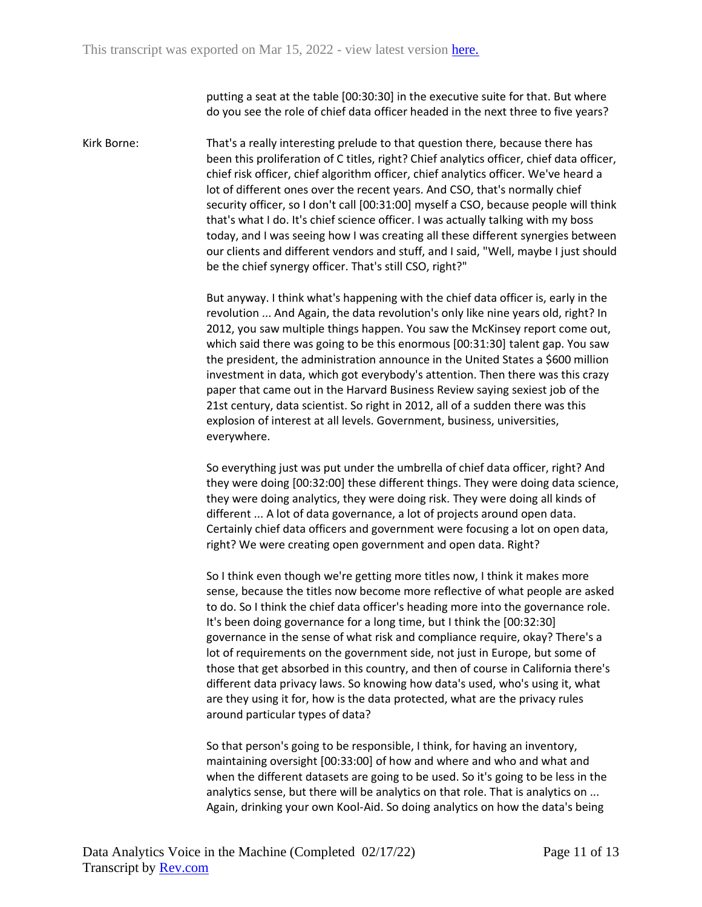putting a seat at the table [00:30:30] in the executive suite for that. But where do you see the role of chief data officer headed in the next three to five years?

Kirk Borne: That's a really interesting prelude to that question there, because there has been this proliferation of C titles, right? Chief analytics officer, chief data officer, chief risk officer, chief algorithm officer, chief analytics officer. We've heard a lot of different ones over the recent years. And CSO, that's normally chief security officer, so I don't call [00:31:00] myself a CSO, because people will think that's what I do. It's chief science officer. I was actually talking with my boss today, and I was seeing how I was creating all these different synergies between our clients and different vendors and stuff, and I said, "Well, maybe I just should be the chief synergy officer. That's still CSO, right?"

But anyway. I think what's happening with the chief data officer is, early in the revolution ... And Again, the data revolution's only like nine years old, right? In 2012, you saw multiple things happen. You saw the McKinsey report come out, which said there was going to be this enormous [00:31:30] talent gap. You saw the president, the administration announce in the United States a $600 million investment in data, which got everybody's attention. Then there was this crazy paper that came out in the Harvard Business Review saying sexiest job of the 21st century, data scientist. So right in 2012, all of a sudden there was this explosion of interest at all levels. Government, business, universities, everywhere.

So everything just was put under the umbrella of chief data officer, right? And they were doing [00:32:00] these different things. They were doing data science, they were doing analytics, they were doing risk. They were doing all kinds of different ... A lot of data governance, a lot of projects around open data. Certainly chief data officers and government were focusing a lot on open data, right? We were creating open government and open data. Right?

So I think even though we're getting more titles now, I think it makes more sense, because the titles now become more reflective of what people are asked to do. So I think the chief data officer's heading more into the governance role. It's been doing governance for a long time, but I think the [00:32:30] governance in the sense of what risk and compliance require, okay? There's a lot of requirements on the government side, not just in Europe, but some of those that get absorbed in this country, and then of course in California there's different data privacy laws. So knowing how data's used, who's using it, what are they using it for, how is the data protected, what are the privacy rules around particular types of data?

So that person's going to be responsible, I think, for having an inventory, maintaining oversight [00:33:00] of how and where and who and what and when the different datasets are going to be used. So it's going to be less in the analytics sense, but there will be analytics on that role. That is analytics on ... Again, drinking your own Kool-Aid. So doing analytics on how the data's being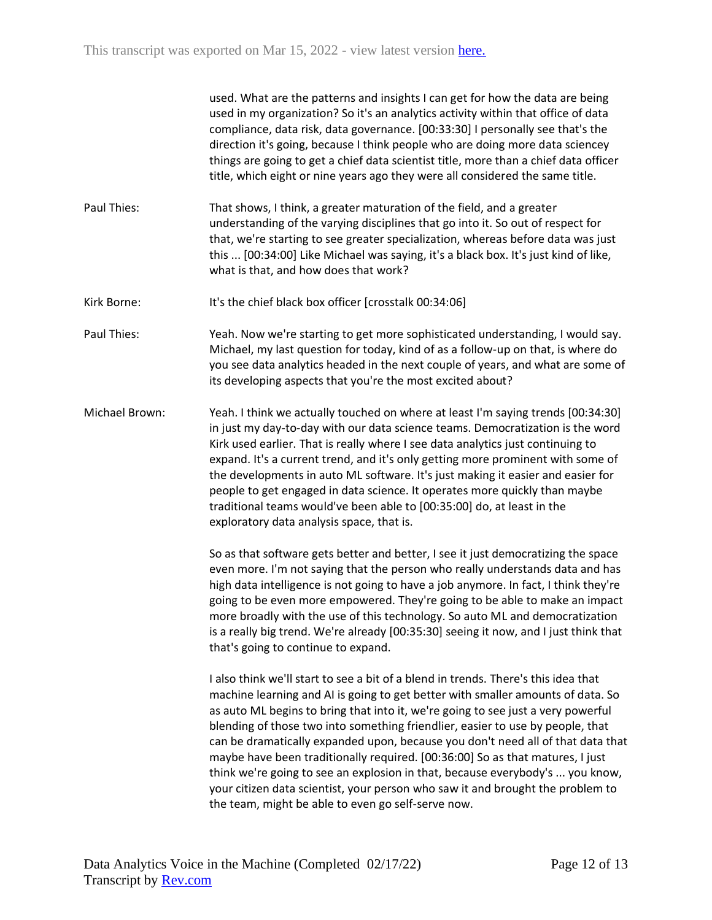used. What are the patterns and insights I can get for how the data are being used in my organization? So it's an analytics activity within that office of data compliance, data risk, data governance. [00:33:30] I personally see that's the direction it's going, because I think people who are doing more data sciencey things are going to get a chief data scientist title, more than a chief data officer title, which eight or nine years ago they were all considered the same title.

**Paul Thies:** That shows, I think, a greater maturation of the field, and a greater understanding of the varying disciplines that go into it. So out of respect for that, we're starting to see greater specialization, whereas before data was just this ... [00:34:00] Like Michael was saying, it's a black box. It's just kind of like, what is that, and how does that work?

**Kirk Borne:** It's the chief black box officer [crosstalk 00:34:06]

**Paul Thies:** Yeah. Now we're starting to get more sophisticated understanding, I would say. Michael, my last question for today, kind of as a follow-up on that, is where do you see data analytics headed in the next couple of years, and what are some of its developing aspects that you're the most excited about?

**Michael Brown:** Yeah. I think we actually touched on where at least I'm saying trends [00:34:30] in just my day-to-day with our data science teams. Democratization is the word Kirk used earlier. That is really where I see data analytics just continuing to expand. It's a current trend, and it's only getting more prominent with some of the developments in auto ML software. It's just making it easier and easier for people to get engaged in data science. It operates more quickly than maybe traditional teams would've been able to [00:35:00] do, at least in the exploratory data analysis space, that is.

So as that software gets better and better, I see it just democratizing the space even more. I'm not saying that the person who really understands data and has high data intelligence is not going to have a job anymore. In fact, I think they're going to be even more empowered. They're going to be able to make an impact more broadly with the use of this technology. So auto ML and democratization is a really big trend. We're already [00:35:30] seeing it now, and I just think that that's going to continue to expand.

I also think we'll start to see a bit of a blend in trends. There's this idea that machine learning and AI is going to get better with smaller amounts of data. So as auto ML begins to bring that into it, we're going to see just a very powerful blending of those two into something friendlier, easier to use by people, that can be dramatically expanded upon, because you don't need all of that data that maybe have been traditionally required. [00:36:00] So as that matures, I just think we're going to see an explosion in that, because everybody's ... you know, your citizen data scientist, your person who saw it and brought the problem to the team, might be able to even go self-serve now.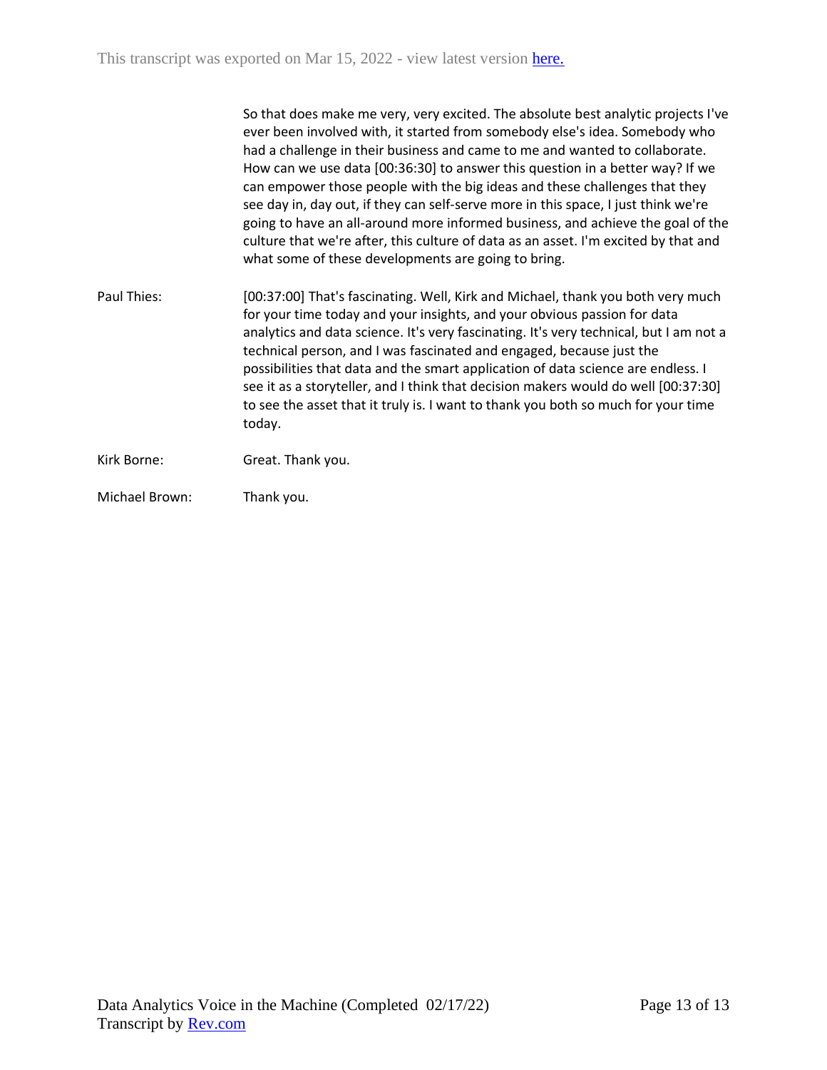So that does make me very, very excited. The absolute best analytic projects I've ever been involved with, it started from somebody else's idea. Somebody who had a challenge in their business and came to me and wanted to collaborate. How can we use data [00:36:30] to answer this question in a better way? If we can empower those people with the big ideas and these challenges that they see day in, day out, if they can self-serve more in this space, I just think we're going to have an all-around more informed business, and achieve the goal of the culture that we're after, this culture of data as an asset. I'm excited by that and what some of these developments are going to bring.

Paul Thies: [00:37:00] That's fascinating. Well, Kirk and Michael, thank you both very much for your time today and your insights, and your obvious passion for data analytics and data science. It's very fascinating. It's very technical, but I am not a technical person, and I was fascinated and engaged, because just the possibilities that data and the smart application of data science are endless. I see it as a storyteller, and I think that decision makers would do well [00:37:30] to see the asset that it truly is. I want to thank you both so much for your time today.

Kirk Borne: Great. Thank you.

Michael Brown: Thank you.